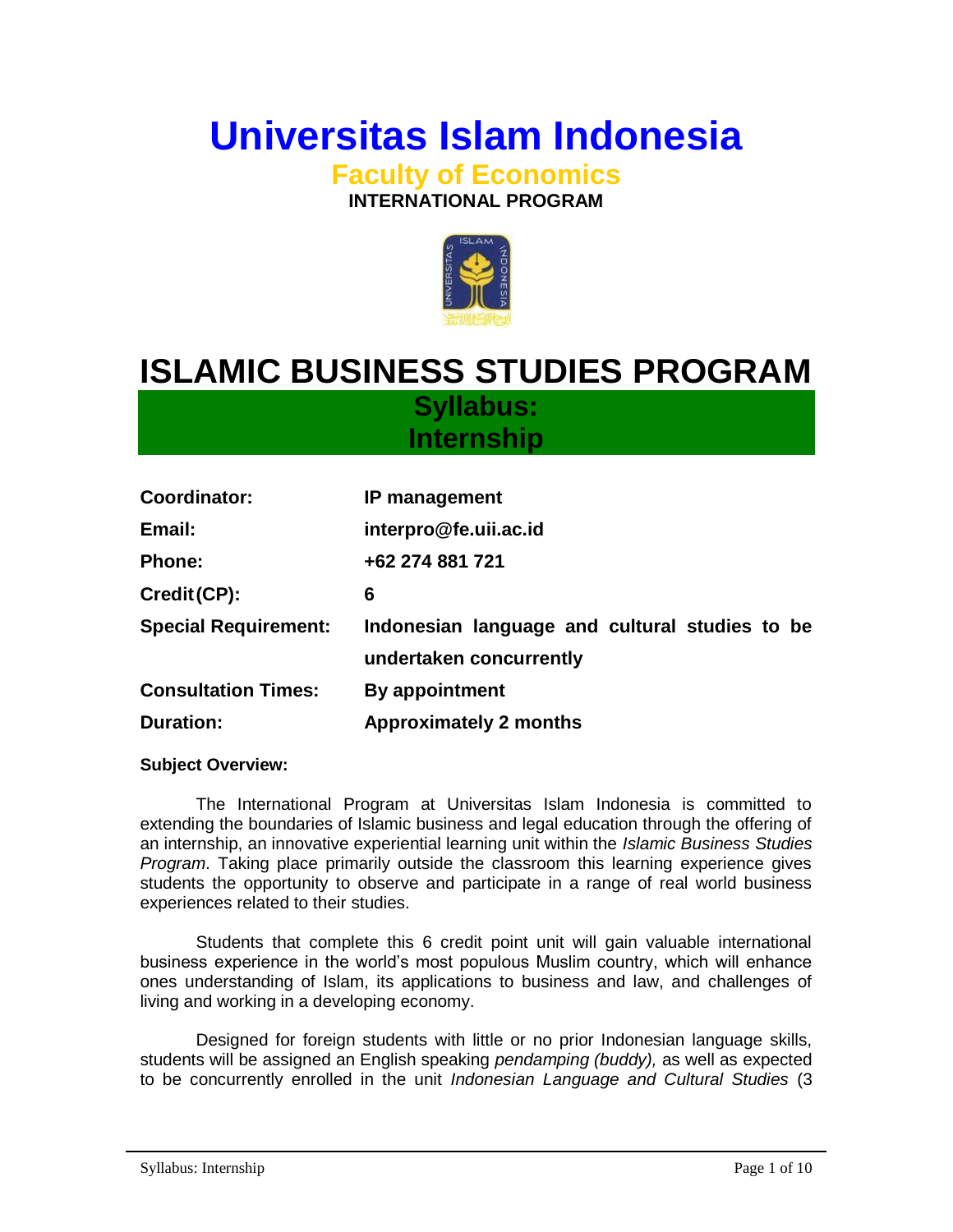# Universitas Islam Indonesia

## Faculty of Economics

**INTERNATIONAL PROGRAM**

# ISLAMIC BUSINESS STUDIES PROGRAM

## Syllabus: Internship

| | |
|---|---|
| **Coordinator:** | **IP management** |
| **Email:** | **interpro@fe.uii.ac.id** |
| **Phone:** | **+62 274 881 721** |
| **Credit (CP):** | **6** |
| **Special Requirement:** | **Indonesian language and cultural studies to be undertaken concurrently** |
| **Consultation Times:** | **By appointment** |
| **Duration:** | **Approximately 2 months** |

**Subject Overview:**

The International Program at Universitas Islam Indonesia is committed to extending the boundaries of Islamic business and legal education through the offering of an internship, an innovative experiential learning unit within the *Islamic Business Studies Program*. Taking place primarily outside the classroom this learning experience gives students the opportunity to observe and participate in a range of real world business experiences related to their studies.

Students that complete this 6 credit point unit will gain valuable international business experience in the world's most populous Muslim country, which will enhance ones understanding of Islam, its applications to business and law, and challenges of living and working in a developing economy.

Designed for foreign students with little or no prior Indonesian language skills, students will be assigned an English speaking *pendamping (buddy),* as well as expected to be concurrently enrolled in the unit *Indonesian Language and Cultural Studies* (3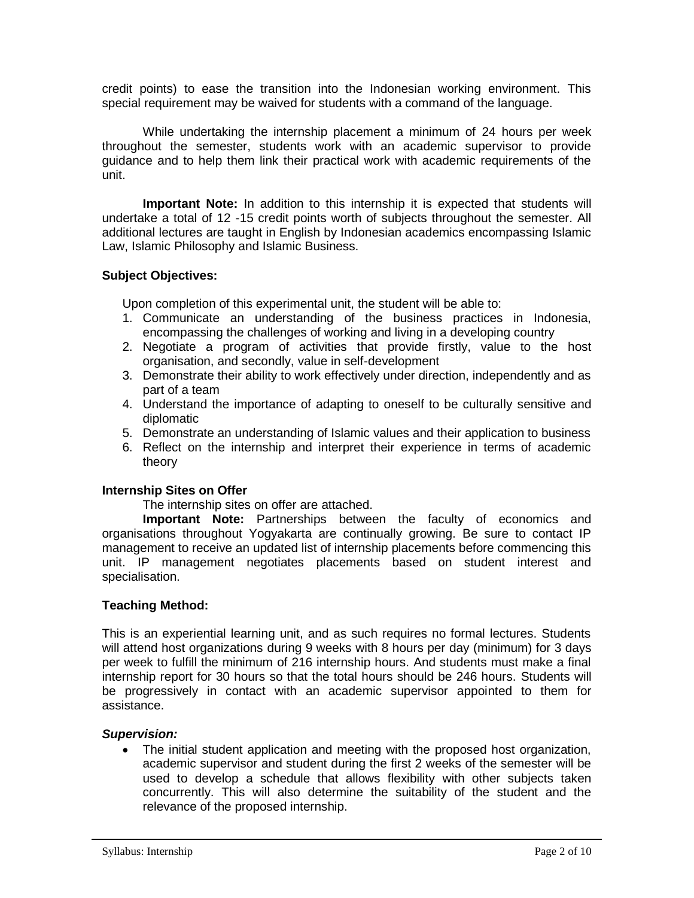credit points) to ease the transition into the Indonesian working environment. This special requirement may be waived for students with a command of the language.

While undertaking the internship placement a minimum of 24 hours per week throughout the semester, students work with an academic supervisor to provide guidance and to help them link their practical work with academic requirements of the unit.

**Important Note:** In addition to this internship it is expected that students will undertake a total of 12 -15 credit points worth of subjects throughout the semester. All additional lectures are taught in English by Indonesian academics encompassing Islamic Law, Islamic Philosophy and Islamic Business.

**Subject Objectives:**

Upon completion of this experimental unit, the student will be able to:

1. Communicate an understanding of the business practices in Indonesia, encompassing the challenges of working and living in a developing country
2. Negotiate a program of activities that provide firstly, value to the host organisation, and secondly, value in self-development
3. Demonstrate their ability to work effectively under direction, independently and as part of a team
4. Understand the importance of adapting to oneself to be culturally sensitive and diplomatic
5. Demonstrate an understanding of Islamic values and their application to business
6. Reflect on the internship and interpret their experience in terms of academic theory

**Internship Sites on Offer**

The internship sites on offer are attached.

**Important Note:** Partnerships between the faculty of economics and organisations throughout Yogyakarta are continually growing. Be sure to contact IP management to receive an updated list of internship placements before commencing this unit. IP management negotiates placements based on student interest and specialisation.

**Teaching Method:**

This is an experiential learning unit, and as such requires no formal lectures. Students will attend host organizations during 9 weeks with 8 hours per day (minimum) for 3 days per week to fulfill the minimum of 216 internship hours. And students must make a final internship report for 30 hours so that the total hours should be 246 hours. Students will be progressively in contact with an academic supervisor appointed to them for assistance.

***Supervision:***

- The initial student application and meeting with the proposed host organization, academic supervisor and student during the first 2 weeks of the semester will be used to develop a schedule that allows flexibility with other subjects taken concurrently. This will also determine the suitability of the student and the relevance of the proposed internship.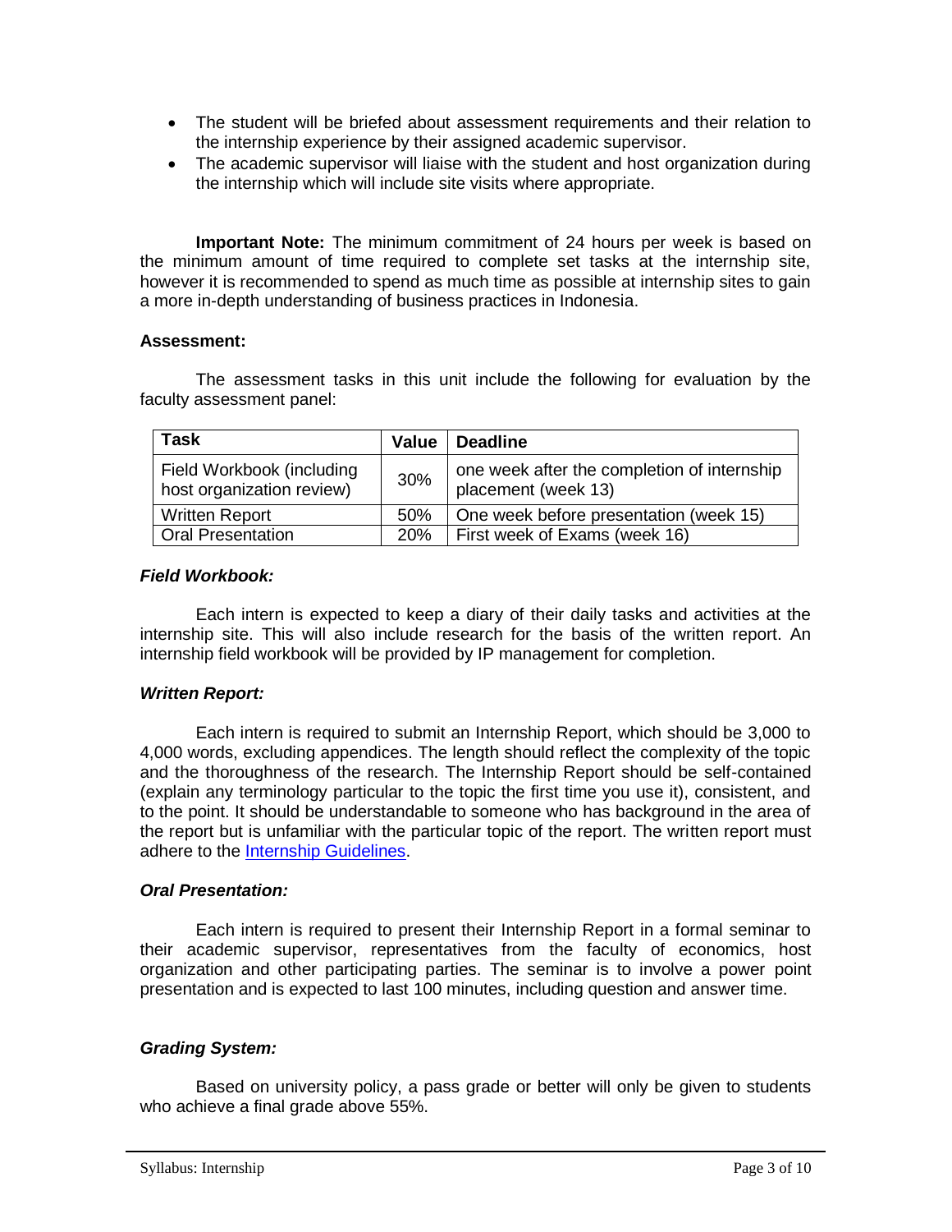- The student will be briefed about assessment requirements and their relation to the internship experience by their assigned academic supervisor.
- The academic supervisor will liaise with the student and host organization during the internship which will include site visits where appropriate.

**Important Note:** The minimum commitment of 24 hours per week is based on the minimum amount of time required to complete set tasks at the internship site, however it is recommended to spend as much time as possible at internship sites to gain a more in-depth understanding of business practices in Indonesia.

**Assessment:**

The assessment tasks in this unit include the following for evaluation by the faculty assessment panel:

| Task | Value | Deadline |
|---|---|---|
| Field Workbook (including host organization review) | 30% | one week after the completion of internship placement (week 13) |
| Written Report | 50% | One week before presentation (week 15) |
| Oral Presentation | 20% | First week of Exams (week 16) |

***Field Workbook:***

Each intern is expected to keep a diary of their daily tasks and activities at the internship site. This will also include research for the basis of the written report. An internship field workbook will be provided by IP management for completion.

***Written Report:***

Each intern is required to submit an Internship Report, which should be 3,000 to 4,000 words, excluding appendices. The length should reflect the complexity of the topic and the thoroughness of the research. The Internship Report should be self-contained (explain any terminology particular to the topic the first time you use it), consistent, and to the point. It should be understandable to someone who has background in the area of the report but is unfamiliar with the particular topic of the report. The written report must adhere to the Internship Guidelines.

***Oral Presentation:***

Each intern is required to present their Internship Report in a formal seminar to their academic supervisor, representatives from the faculty of economics, host organization and other participating parties. The seminar is to involve a power point presentation and is expected to last 100 minutes, including question and answer time.

***Grading System:***

Based on university policy, a pass grade or better will only be given to students who achieve a final grade above 55%.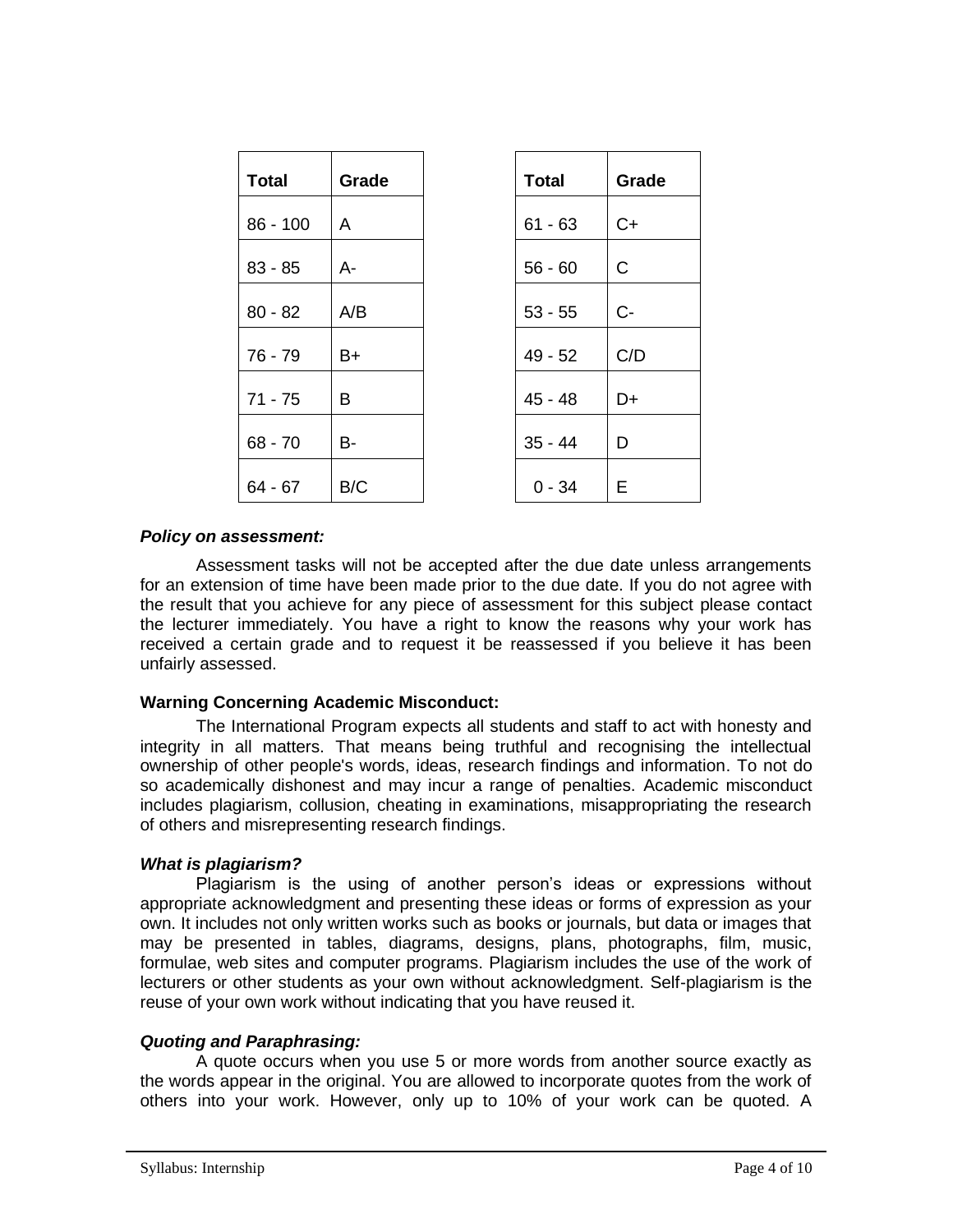| Total | Grade |
|---|---|
| 86 - 100 | A |
| 83 - 85 | A- |
| 80 - 82 | A/B |
| 76 - 79 | B+ |
| 71 - 75 | B |
| 68 - 70 | B- |
| 64 - 67 | B/C |

| Total | Grade |
|---|---|
| 61 - 63 | C+ |
| 56 - 60 | C |
| 53 - 55 | C- |
| 49 - 52 | C/D |
| 45 - 48 | D+ |
| 35 - 44 | D |
| 0 - 34 | E |

***Policy on assessment:***

Assessment tasks will not be accepted after the due date unless arrangements for an extension of time have been made prior to the due date. If you do not agree with the result that you achieve for any piece of assessment for this subject please contact the lecturer immediately. You have a right to know the reasons why your work has received a certain grade and to request it be reassessed if you believe it has been unfairly assessed.

**Warning Concerning Academic Misconduct:**

The International Program expects all students and staff to act with honesty and integrity in all matters. That means being truthful and recognising the intellectual ownership of other people's words, ideas, research findings and information. To not do so academically dishonest and may incur a range of penalties. Academic misconduct includes plagiarism, collusion, cheating in examinations, misappropriating the research of others and misrepresenting research findings.

***What is plagiarism?***

Plagiarism is the using of another person's ideas or expressions without appropriate acknowledgment and presenting these ideas or forms of expression as your own. It includes not only written works such as books or journals, but data or images that may be presented in tables, diagrams, designs, plans, photographs, film, music, formulae, web sites and computer programs. Plagiarism includes the use of the work of lecturers or other students as your own without acknowledgment. Self-plagiarism is the reuse of your own work without indicating that you have reused it.

***Quoting and Paraphrasing:***

A quote occurs when you use 5 or more words from another source exactly as the words appear in the original. You are allowed to incorporate quotes from the work of others into your work. However, only up to 10% of your work can be quoted. A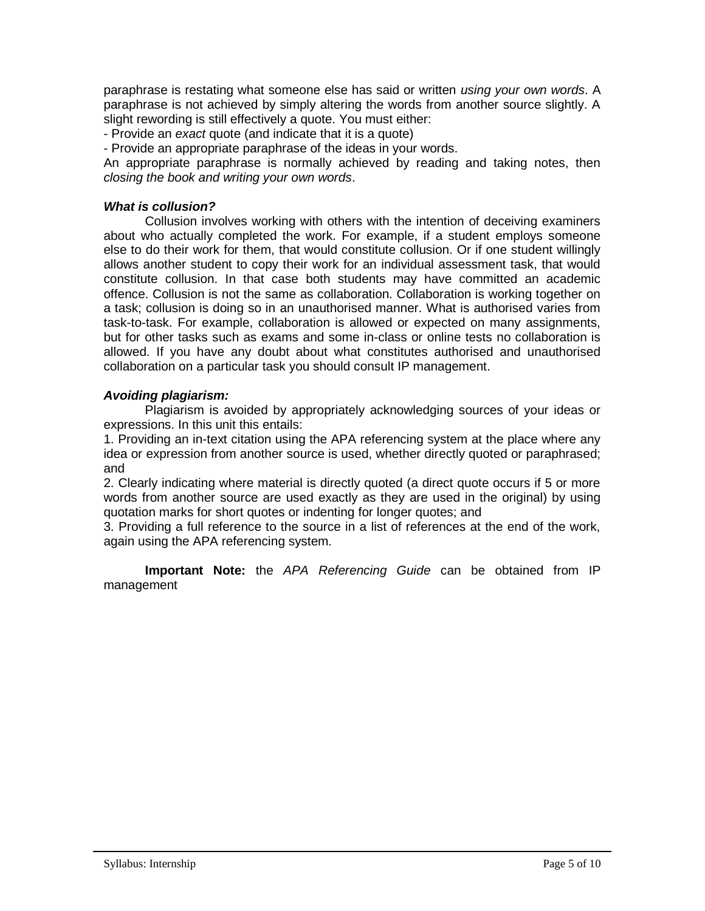paraphrase is restating what someone else has said or written *using your own words*. A paraphrase is not achieved by simply altering the words from another source slightly. A slight rewording is still effectively a quote. You must either:

- Provide an *exact* quote (and indicate that it is a quote)
- Provide an appropriate paraphrase of the ideas in your words.

An appropriate paraphrase is normally achieved by reading and taking notes, then *closing the book and writing your own words*.

***What is collusion?***

Collusion involves working with others with the intention of deceiving examiners about who actually completed the work. For example, if a student employs someone else to do their work for them, that would constitute collusion. Or if one student willingly allows another student to copy their work for an individual assessment task, that would constitute collusion. In that case both students may have committed an academic offence. Collusion is not the same as collaboration. Collaboration is working together on a task; collusion is doing so in an unauthorised manner. What is authorised varies from task-to-task. For example, collaboration is allowed or expected on many assignments, but for other tasks such as exams and some in-class or online tests no collaboration is allowed. If you have any doubt about what constitutes authorised and unauthorised collaboration on a particular task you should consult IP management.

***Avoiding plagiarism:***

Plagiarism is avoided by appropriately acknowledging sources of your ideas or expressions. In this unit this entails:

1. Providing an in-text citation using the APA referencing system at the place where any idea or expression from another source is used, whether directly quoted or paraphrased; and
2. Clearly indicating where material is directly quoted (a direct quote occurs if 5 or more words from another source are used exactly as they are used in the original) by using quotation marks for short quotes or indenting for longer quotes; and
3. Providing a full reference to the source in a list of references at the end of the work, again using the APA referencing system.

**Important Note:** the *APA Referencing Guide* can be obtained from IP management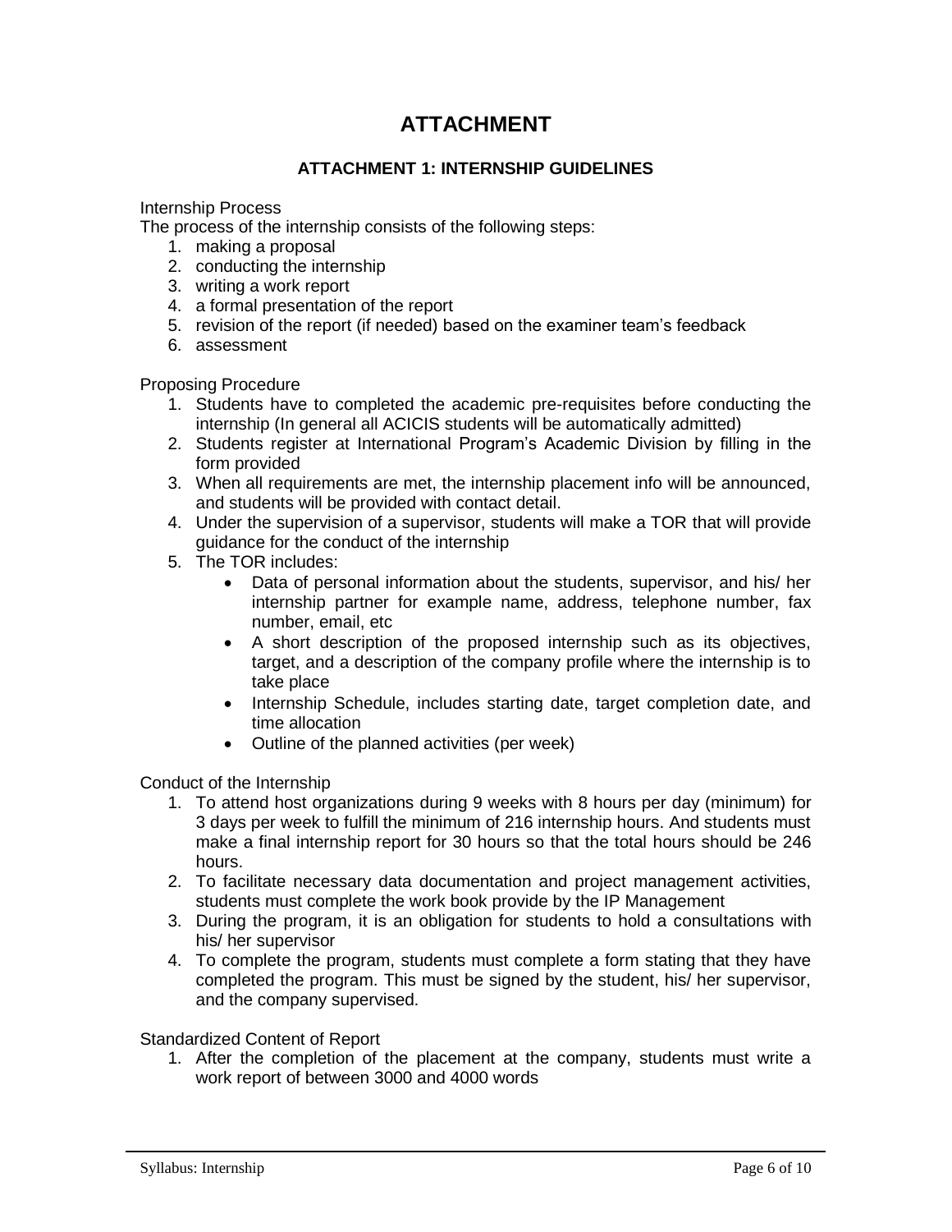# ATTACHMENT

## ATTACHMENT 1: INTERNSHIP GUIDELINES

Internship Process

The process of the internship consists of the following steps:

1. making a proposal
2. conducting the internship
3. writing a work report
4. a formal presentation of the report
5. revision of the report (if needed) based on the examiner team's feedback
6. assessment

Proposing Procedure

1. Students have to completed the academic pre-requisites before conducting the internship (In general all ACICIS students will be automatically admitted)
2. Students register at International Program's Academic Division by filling in the form provided
3. When all requirements are met, the internship placement info will be announced, and students will be provided with contact detail.
4. Under the supervision of a supervisor, students will make a TOR that will provide guidance for the conduct of the internship
5. The TOR includes:
   - Data of personal information about the students, supervisor, and his/ her internship partner for example name, address, telephone number, fax number, email, etc
   - A short description of the proposed internship such as its objectives, target, and a description of the company profile where the internship is to take place
   - Internship Schedule, includes starting date, target completion date, and time allocation
   - Outline of the planned activities (per week)

Conduct of the Internship

1. To attend host organizations during 9 weeks with 8 hours per day (minimum) for 3 days per week to fulfill the minimum of 216 internship hours. And students must make a final internship report for 30 hours so that the total hours should be 246 hours.
2. To facilitate necessary data documentation and project management activities, students must complete the work book provide by the IP Management
3. During the program, it is an obligation for students to hold a consultations with his/ her supervisor
4. To complete the program, students must complete a form stating that they have completed the program. This must be signed by the student, his/ her supervisor, and the company supervised.

Standardized Content of Report

1. After the completion of the placement at the company, students must write a work report of between 3000 and 4000 words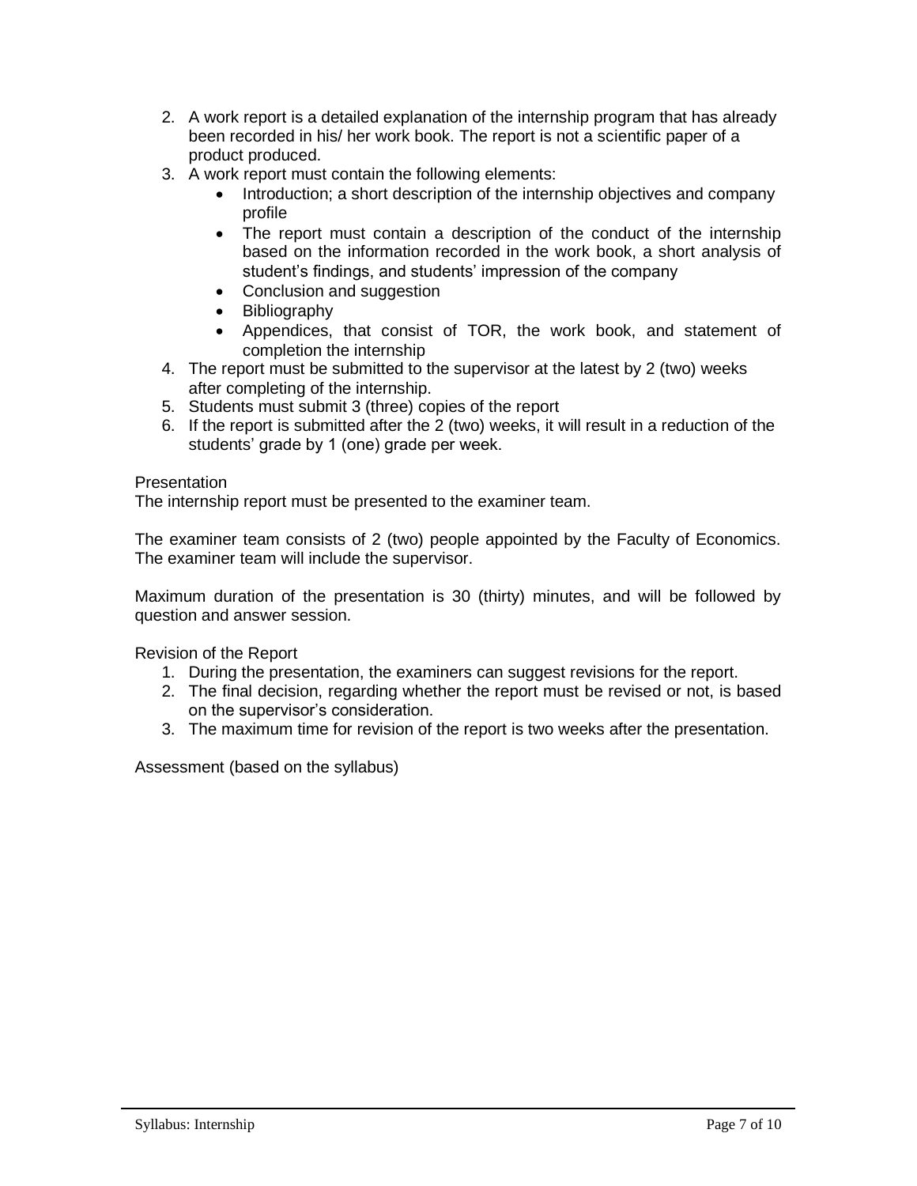2. A work report is a detailed explanation of the internship program that has already been recorded in his/ her work book. The report is not a scientific paper of a product produced.
3. A work report must contain the following elements:
   - Introduction; a short description of the internship objectives and company profile
   - The report must contain a description of the conduct of the internship based on the information recorded in the work book, a short analysis of student's findings, and students' impression of the company
   - Conclusion and suggestion
   - Bibliography
   - Appendices, that consist of TOR, the work book, and statement of completion the internship
4. The report must be submitted to the supervisor at the latest by 2 (two) weeks after completing of the internship.
5. Students must submit 3 (three) copies of the report
6. If the report is submitted after the 2 (two) weeks, it will result in a reduction of the students' grade by 1 (one) grade per week.

Presentation

The internship report must be presented to the examiner team.

The examiner team consists of 2 (two) people appointed by the Faculty of Economics. The examiner team will include the supervisor.

Maximum duration of the presentation is 30 (thirty) minutes, and will be followed by question and answer session.

Revision of the Report

1. During the presentation, the examiners can suggest revisions for the report.
2. The final decision, regarding whether the report must be revised or not, is based on the supervisor's consideration.
3. The maximum time for revision of the report is two weeks after the presentation.

Assessment (based on the syllabus)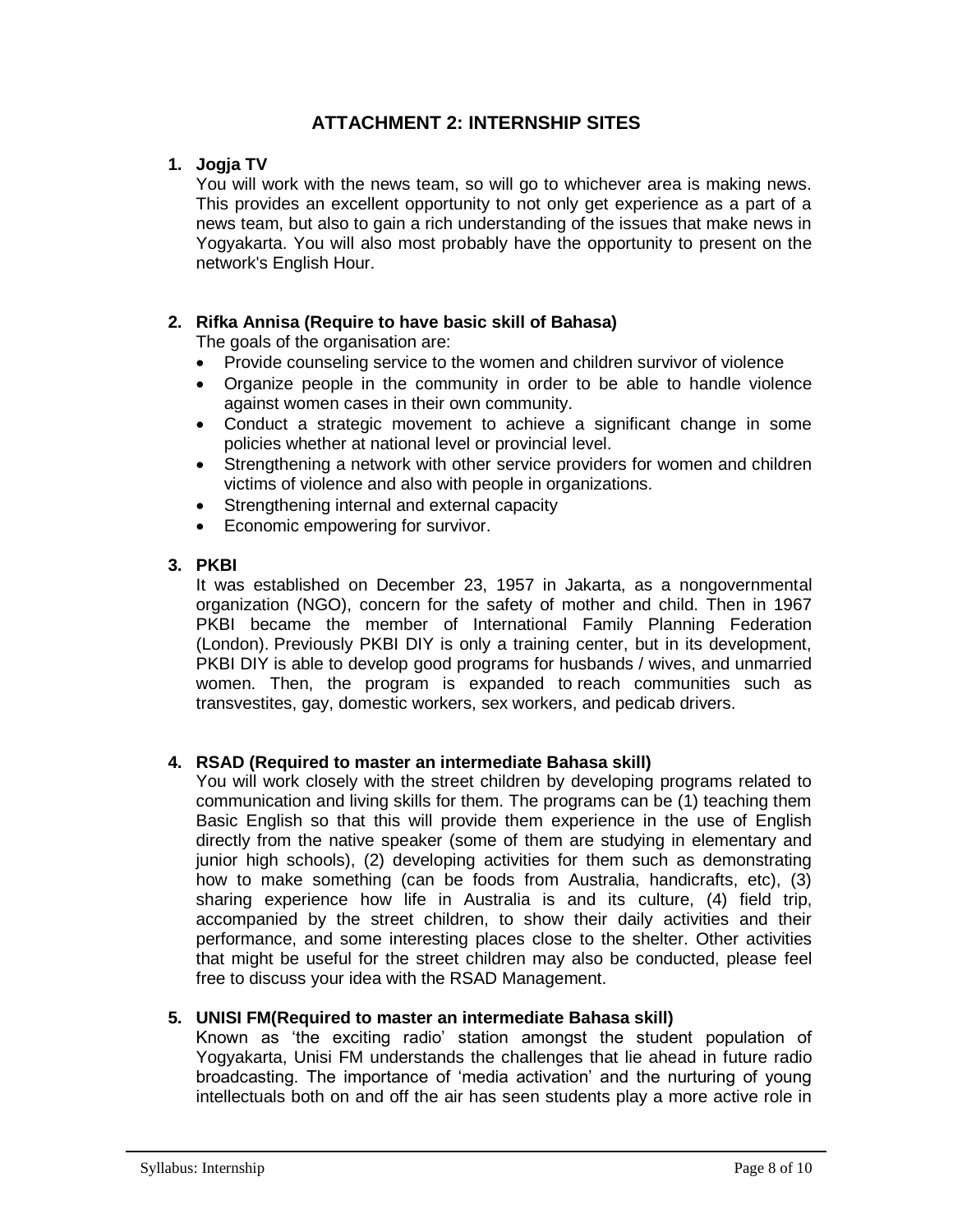## ATTACHMENT 2: INTERNSHIP SITES

1. **Jogja TV**

   You will work with the news team, so will go to whichever area is making news. This provides an excellent opportunity to not only get experience as a part of a news team, but also to gain a rich understanding of the issues that make news in Yogyakarta. You will also most probably have the opportunity to present on the network's English Hour.

2. **Rifka Annisa (Require to have basic skill of Bahasa)**

   The goals of the organisation are:
   - Provide counseling service to the women and children survivor of violence
   - Organize people in the community in order to be able to handle violence against women cases in their own community.
   - Conduct a strategic movement to achieve a significant change in some policies whether at national level or provincial level.
   - Strengthening a network with other service providers for women and children victims of violence and also with people in organizations.
   - Strengthening internal and external capacity
   - Economic empowering for survivor.

3. **PKBI**

   It was established on December 23, 1957 in Jakarta, as a nongovernmental organization (NGO), concern for the safety of mother and child. Then in 1967 PKBI became the member of International Family Planning Federation (London). Previously PKBI DIY is only a training center, but in its development, PKBI DIY is able to develop good programs for husbands / wives, and unmarried women. Then, the program is expanded to reach communities such as transvestites, gay, domestic workers, sex workers, and pedicab drivers.

4. **RSAD (Required to master an intermediate Bahasa skill)**

   You will work closely with the street children by developing programs related to communication and living skills for them. The programs can be (1) teaching them Basic English so that this will provide them experience in the use of English directly from the native speaker (some of them are studying in elementary and junior high schools), (2) developing activities for them such as demonstrating how to make something (can be foods from Australia, handicrafts, etc), (3) sharing experience how life in Australia is and its culture, (4) field trip, accompanied by the street children, to show their daily activities and their performance, and some interesting places close to the shelter. Other activities that might be useful for the street children may also be conducted, please feel free to discuss your idea with the RSAD Management.

5. **UNISI FM(Required to master an intermediate Bahasa skill)**

   Known as 'the exciting radio' station amongst the student population of Yogyakarta, Unisi FM understands the challenges that lie ahead in future radio broadcasting. The importance of 'media activation' and the nurturing of young intellectuals both on and off the air has seen students play a more active role in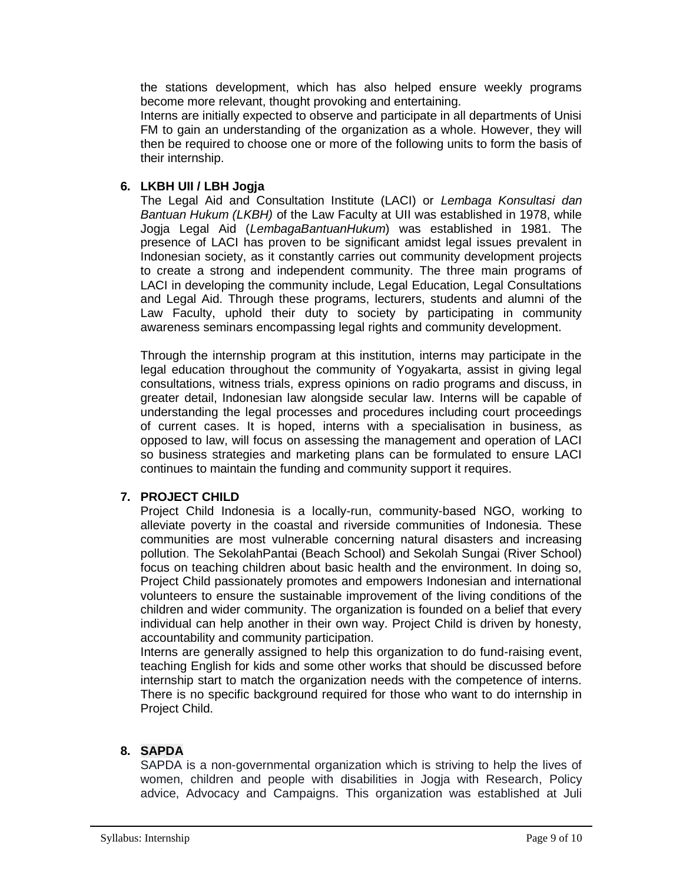the stations development, which has also helped ensure weekly programs become more relevant, thought provoking and entertaining.

Interns are initially expected to observe and participate in all departments of Unisi FM to gain an understanding of the organization as a whole. However, they will then be required to choose one or more of the following units to form the basis of their internship.

### 6. LKBH UII / LBH Jogja

The Legal Aid and Consultation Institute (LACI) or *Lembaga Konsultasi dan Bantuan Hukum (LKBH)* of the Law Faculty at UII was established in 1978, while Jogja Legal Aid (*LembagaBantuanHukum*) was established in 1981. The presence of LACI has proven to be significant amidst legal issues prevalent in Indonesian society, as it constantly carries out community development projects to create a strong and independent community. The three main programs of LACI in developing the community include, Legal Education, Legal Consultations and Legal Aid. Through these programs, lecturers, students and alumni of the Law Faculty, uphold their duty to society by participating in community awareness seminars encompassing legal rights and community development.

Through the internship program at this institution, interns may participate in the legal education throughout the community of Yogyakarta, assist in giving legal consultations, witness trials, express opinions on radio programs and discuss, in greater detail, Indonesian law alongside secular law. Interns will be capable of understanding the legal processes and procedures including court proceedings of current cases. It is hoped, interns with a specialisation in business, as opposed to law, will focus on assessing the management and operation of LACI so business strategies and marketing plans can be formulated to ensure LACI continues to maintain the funding and community support it requires.

### 7. PROJECT CHILD

Project Child Indonesia is a locally-run, community-based NGO, working to alleviate poverty in the coastal and riverside communities of Indonesia. These communities are most vulnerable concerning natural disasters and increasing pollution. The SekolahPantai (Beach School) and Sekolah Sungai (River School) focus on teaching children about basic health and the environment. In doing so, Project Child passionately promotes and empowers Indonesian and international volunteers to ensure the sustainable improvement of the living conditions of the children and wider community. The organization is founded on a belief that every individual can help another in their own way. Project Child is driven by honesty, accountability and community participation.

Interns are generally assigned to help this organization to do fund-raising event, teaching English for kids and some other works that should be discussed before internship start to match the organization needs with the competence of interns. There is no specific background required for those who want to do internship in Project Child.

### 8. SAPDA

SAPDA is a non-governmental organization which is striving to help the lives of women, children and people with disabilities in Jogja with Research, Policy advice, Advocacy and Campaigns. This organization was established at Juli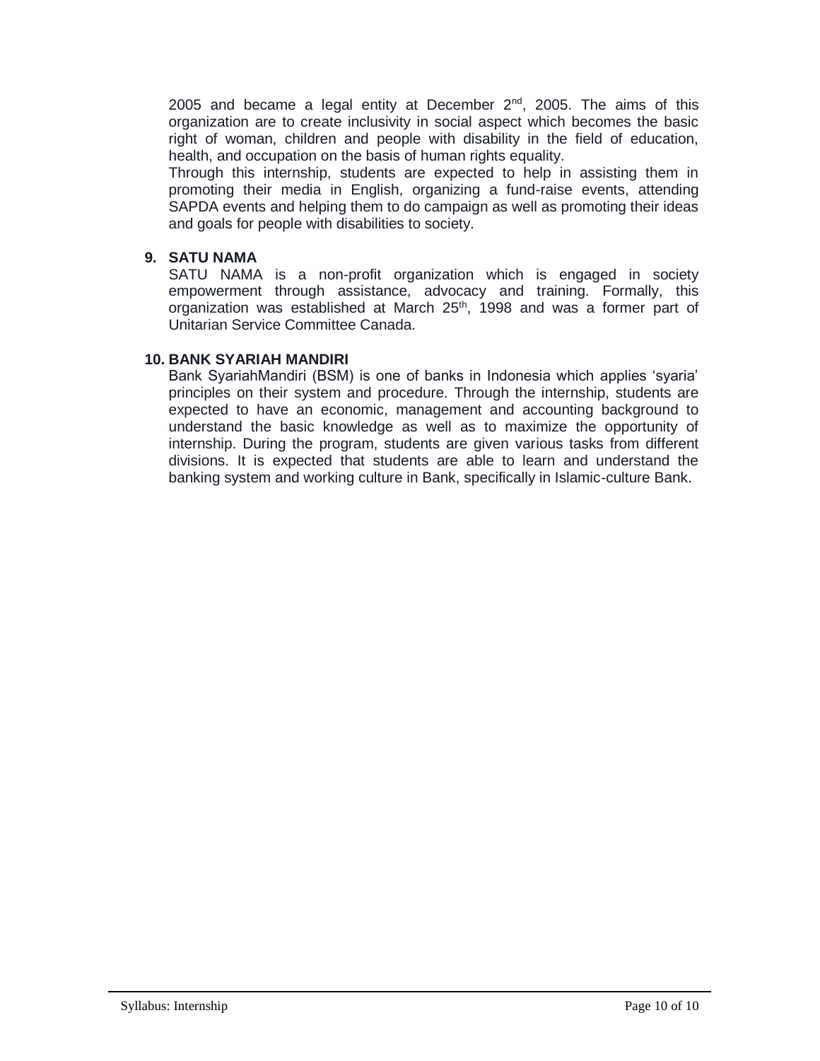2005 and became a legal entity at December 2nd, 2005. The aims of this organization are to create inclusivity in social aspect which becomes the basic right of woman, children and people with disability in the field of education, health, and occupation on the basis of human rights equality.

Through this internship, students are expected to help in assisting them in promoting their media in English, organizing a fund-raise events, attending SAPDA events and helping them to do campaign as well as promoting their ideas and goals for people with disabilities to society.

**9. SATU NAMA**

SATU NAMA is a non-profit organization which is engaged in society empowerment through assistance, advocacy and training. Formally, this organization was established at March 25th, 1998 and was a former part of Unitarian Service Committee Canada.

**10. BANK SYARIAH MANDIRI**

Bank SyariahMandiri (BSM) is one of banks in Indonesia which applies 'syaria' principles on their system and procedure. Through the internship, students are expected to have an economic, management and accounting background to understand the basic knowledge as well as to maximize the opportunity of internship. During the program, students are given various tasks from different divisions. It is expected that students are able to learn and understand the banking system and working culture in Bank, specifically in Islamic-culture Bank.